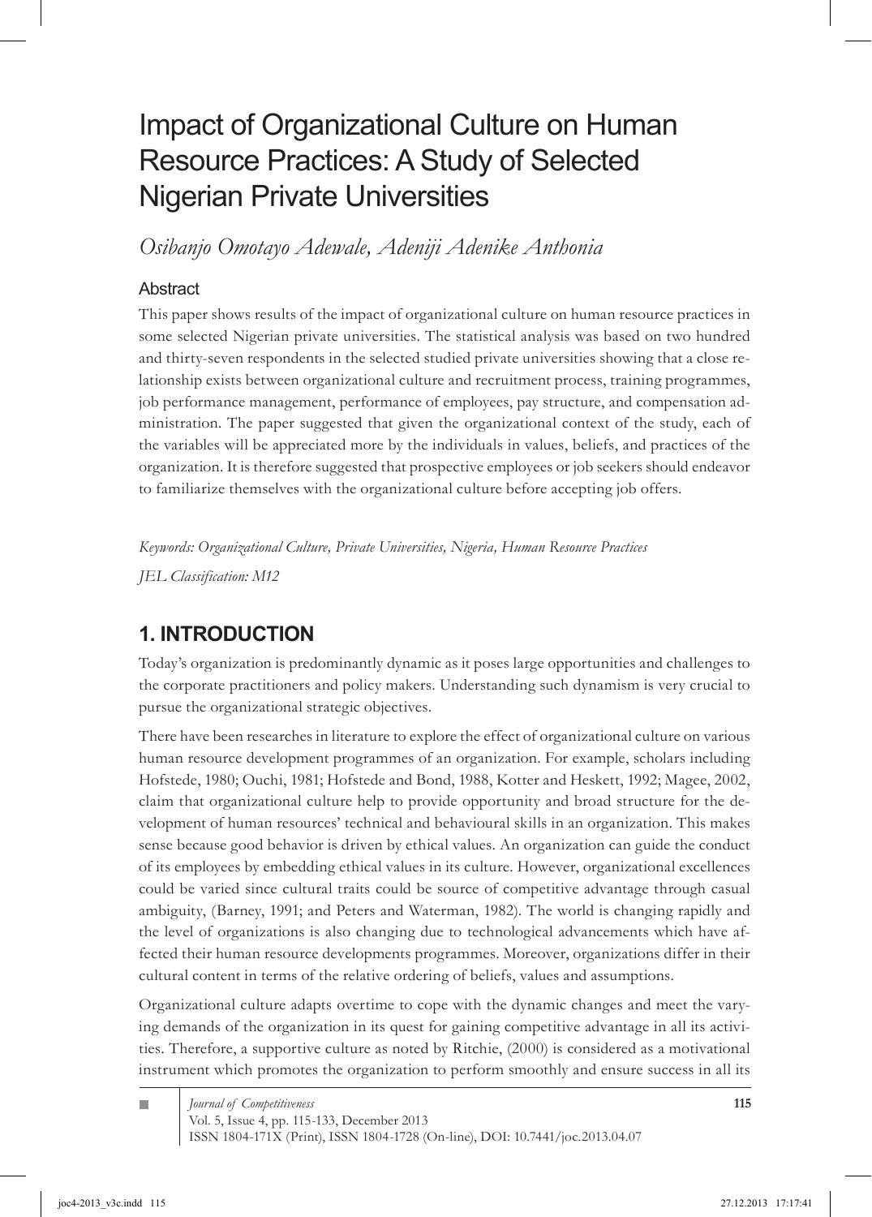# Impact of Organizational Culture on Human Resource Practices: A Study of Selected Nigerian Private Universities

*Osibanjo Omotayo Adewale, Adeniji Adenike Anthonia*

## Abstract

This paper shows results of the impact of organizational culture on human resource practices in some selected Nigerian private universities. The statistical analysis was based on two hundred and thirty-seven respondents in the selected studied private universities showing that a close relationship exists between organizational culture and recruitment process, training programmes, job performance management, performance of employees, pay structure, and compensation administration. The paper suggested that given the organizational context of the study, each of the variables will be appreciated more by the individuals in values, beliefs, and practices of the organization. It is therefore suggested that prospective employees or job seekers should endeavor to familiarize themselves with the organizational culture before accepting job offers.

*Keywords: Organizational Culture, Private Universities, Nigeria, Human Resource Practices*

*JEL Classification: M12*

## 1. INTRODUCTION

Today's organization is predominantly dynamic as it poses large opportunities and challenges to the corporate practitioners and policy makers. Understanding such dynamism is very crucial to pursue the organizational strategic objectives.

There have been researches in literature to explore the effect of organizational culture on various human resource development programmes of an organization. For example, scholars including Hofstede, 1980; Ouchi, 1981; Hofstede and Bond, 1988, Kotter and Heskett, 1992; Magee, 2002, claim that organizational culture help to provide opportunity and broad structure for the development of human resources' technical and behavioural skills in an organization. This makes sense because good behavior is driven by ethical values. An organization can guide the conduct of its employees by embedding ethical values in its culture. However, organizational excellences could be varied since cultural traits could be source of competitive advantage through casual ambiguity, (Barney, 1991; and Peters and Waterman, 1982). The world is changing rapidly and the level of organizations is also changing due to technological advancements which have affected their human resource developments programmes. Moreover, organizations differ in their cultural content in terms of the relative ordering of beliefs, values and assumptions.

Organizational culture adapts overtime to cope with the dynamic changes and meet the varying demands of the organization in its quest for gaining competitive advantage in all its activities. Therefore, a supportive culture as noted by Ritchie, (2000) is considered as a motivational instrument which promotes the organization to perform smoothly and ensure success in all its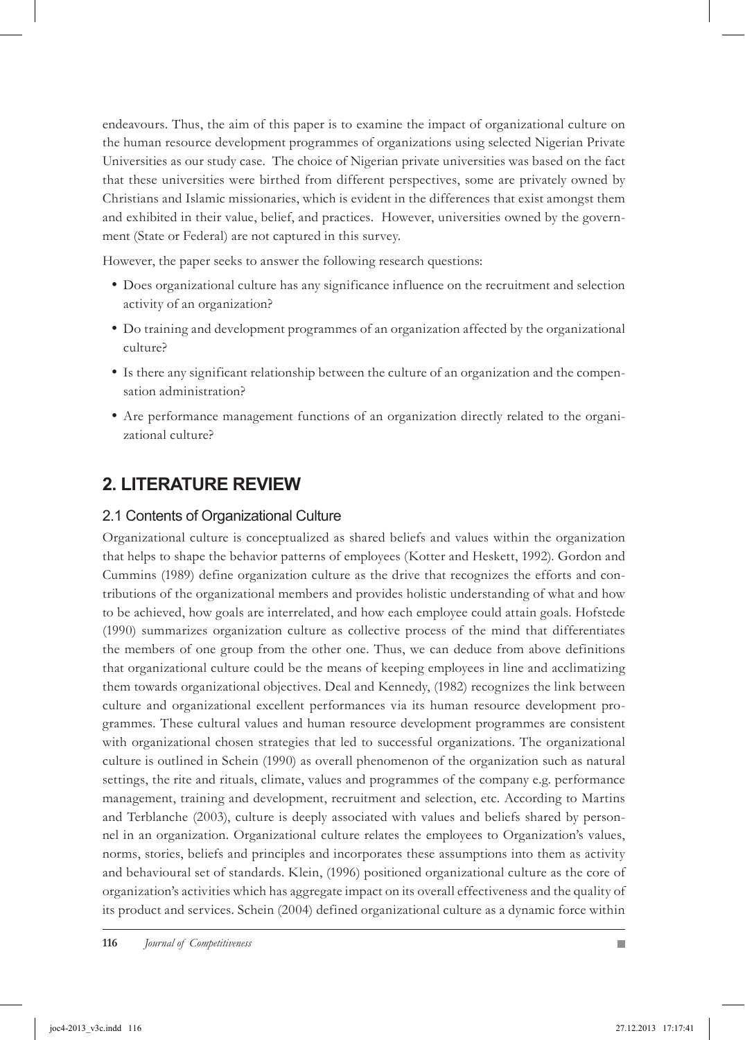endeavours. Thus, the aim of this paper is to examine the impact of organizational culture on the human resource development programmes of organizations using selected Nigerian Private Universities as our study case. The choice of Nigerian private universities was based on the fact that these universities were birthed from different perspectives, some are privately owned by Christians and Islamic missionaries, which is evident in the differences that exist amongst them and exhibited in their value, belief, and practices. However, universities owned by the government (State or Federal) are not captured in this survey.

However, the paper seeks to answer the following research questions:

- Does organizational culture has any significance influence on the recruitment and selection activity of an organization?
- Do training and development programmes of an organization affected by the organizational culture?
- Is there any significant relationship between the culture of an organization and the compensation administration?
- Are performance management functions of an organization directly related to the organizational culture?

## 2. LITERATURE REVIEW

### 2.1 Contents of Organizational Culture

Organizational culture is conceptualized as shared beliefs and values within the organization that helps to shape the behavior patterns of employees (Kotter and Heskett, 1992). Gordon and Cummins (1989) define organization culture as the drive that recognizes the efforts and contributions of the organizational members and provides holistic understanding of what and how to be achieved, how goals are interrelated, and how each employee could attain goals. Hofstede (1990) summarizes organization culture as collective process of the mind that differentiates the members of one group from the other one. Thus, we can deduce from above definitions that organizational culture could be the means of keeping employees in line and acclimatizing them towards organizational objectives. Deal and Kennedy, (1982) recognizes the link between culture and organizational excellent performances via its human resource development programmes. These cultural values and human resource development programmes are consistent with organizational chosen strategies that led to successful organizations. The organizational culture is outlined in Schein (1990) as overall phenomenon of the organization such as natural settings, the rite and rituals, climate, values and programmes of the company e.g. performance management, training and development, recruitment and selection, etc. According to Martins and Terblanche (2003), culture is deeply associated with values and beliefs shared by personnel in an organization. Organizational culture relates the employees to Organization's values, norms, stories, beliefs and principles and incorporates these assumptions into them as activity and behavioural set of standards. Klein, (1996) positioned organizational culture as the core of organization's activities which has aggregate impact on its overall effectiveness and the quality of its product and services. Schein (2004) defined organizational culture as a dynamic force within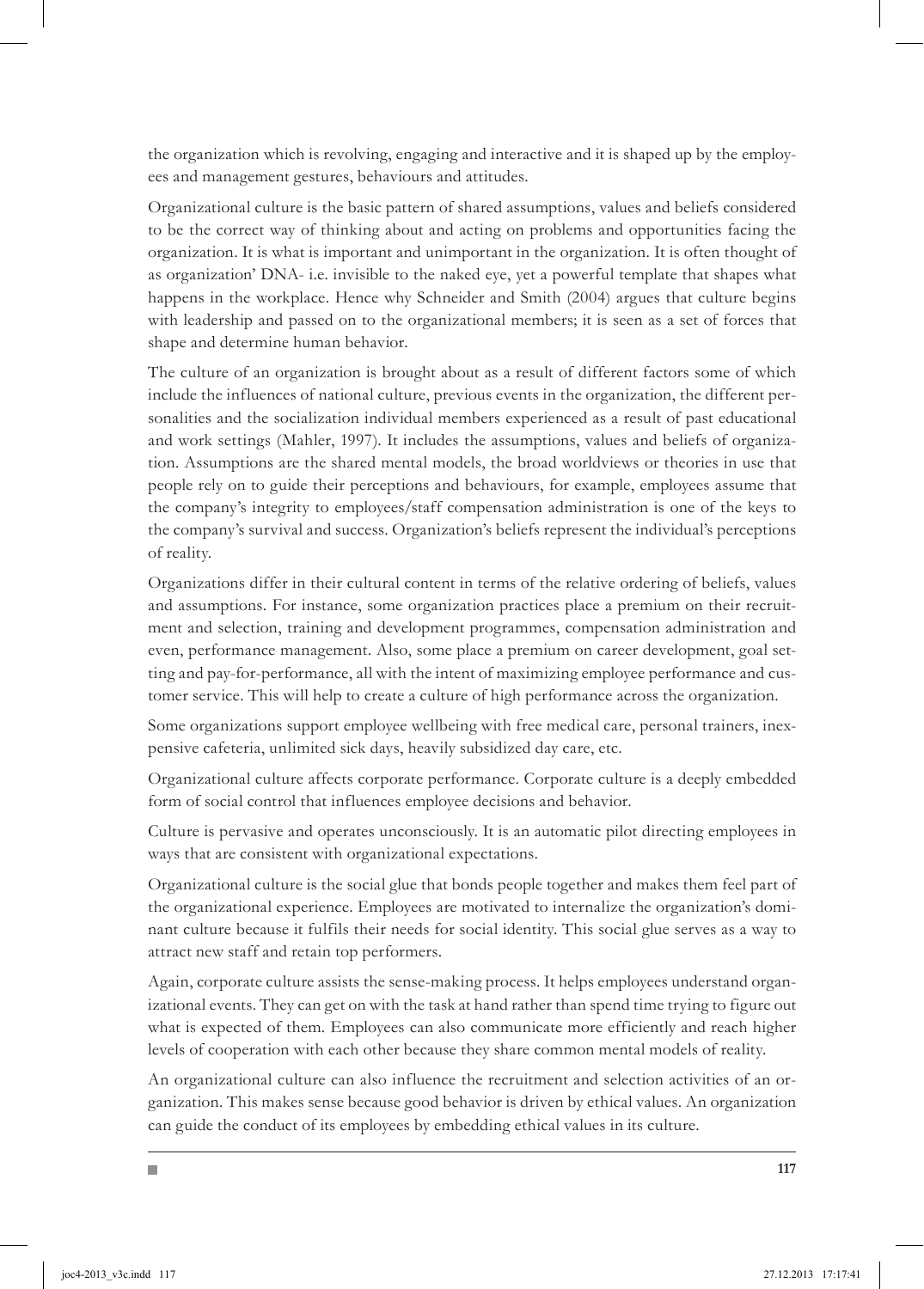the organization which is revolving, engaging and interactive and it is shaped up by the employees and management gestures, behaviours and attitudes.

Organizational culture is the basic pattern of shared assumptions, values and beliefs considered to be the correct way of thinking about and acting on problems and opportunities facing the organization. It is what is important and unimportant in the organization. It is often thought of as organization' DNA- i.e. invisible to the naked eye, yet a powerful template that shapes what happens in the workplace. Hence why Schneider and Smith (2004) argues that culture begins with leadership and passed on to the organizational members; it is seen as a set of forces that shape and determine human behavior.

The culture of an organization is brought about as a result of different factors some of which include the influences of national culture, previous events in the organization, the different personalities and the socialization individual members experienced as a result of past educational and work settings (Mahler, 1997). It includes the assumptions, values and beliefs of organization. Assumptions are the shared mental models, the broad worldviews or theories in use that people rely on to guide their perceptions and behaviours, for example, employees assume that the company's integrity to employees/staff compensation administration is one of the keys to the company's survival and success. Organization's beliefs represent the individual's perceptions of reality.

Organizations differ in their cultural content in terms of the relative ordering of beliefs, values and assumptions. For instance, some organization practices place a premium on their recruitment and selection, training and development programmes, compensation administration and even, performance management. Also, some place a premium on career development, goal setting and pay-for-performance, all with the intent of maximizing employee performance and customer service. This will help to create a culture of high performance across the organization.

Some organizations support employee wellbeing with free medical care, personal trainers, inexpensive cafeteria, unlimited sick days, heavily subsidized day care, etc.

Organizational culture affects corporate performance. Corporate culture is a deeply embedded form of social control that influences employee decisions and behavior.

Culture is pervasive and operates unconsciously. It is an automatic pilot directing employees in ways that are consistent with organizational expectations.

Organizational culture is the social glue that bonds people together and makes them feel part of the organizational experience. Employees are motivated to internalize the organization's dominant culture because it fulfils their needs for social identity. This social glue serves as a way to attract new staff and retain top performers.

Again, corporate culture assists the sense-making process. It helps employees understand organizational events. They can get on with the task at hand rather than spend time trying to figure out what is expected of them. Employees can also communicate more efficiently and reach higher levels of cooperation with each other because they share common mental models of reality.

An organizational culture can also influence the recruitment and selection activities of an organization. This makes sense because good behavior is driven by ethical values. An organization can guide the conduct of its employees by embedding ethical values in its culture.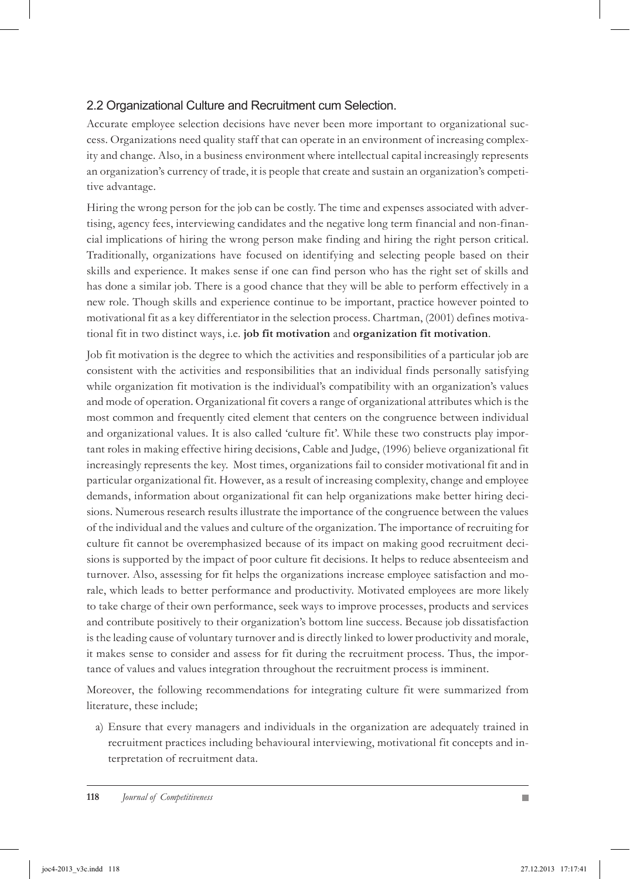## 2.2 Organizational Culture and Recruitment cum Selection.

Accurate employee selection decisions have never been more important to organizational success. Organizations need quality staff that can operate in an environment of increasing complexity and change. Also, in a business environment where intellectual capital increasingly represents an organization's currency of trade, it is people that create and sustain an organization's competitive advantage.

Hiring the wrong person for the job can be costly. The time and expenses associated with advertising, agency fees, interviewing candidates and the negative long term financial and non-financial implications of hiring the wrong person make finding and hiring the right person critical. Traditionally, organizations have focused on identifying and selecting people based on their skills and experience. It makes sense if one can find person who has the right set of skills and has done a similar job. There is a good chance that they will be able to perform effectively in a new role. Though skills and experience continue to be important, practice however pointed to motivational fit as a key differentiator in the selection process. Chartman, (2001) defines motivational fit in two distinct ways, i.e. **job fit motivation** and **organization fit motivation**.

Job fit motivation is the degree to which the activities and responsibilities of a particular job are consistent with the activities and responsibilities that an individual finds personally satisfying while organization fit motivation is the individual's compatibility with an organization's values and mode of operation. Organizational fit covers a range of organizational attributes which is the most common and frequently cited element that centers on the congruence between individual and organizational values. It is also called 'culture fit'. While these two constructs play important roles in making effective hiring decisions, Cable and Judge, (1996) believe organizational fit increasingly represents the key. Most times, organizations fail to consider motivational fit and in particular organizational fit. However, as a result of increasing complexity, change and employee demands, information about organizational fit can help organizations make better hiring decisions. Numerous research results illustrate the importance of the congruence between the values of the individual and the values and culture of the organization. The importance of recruiting for culture fit cannot be overemphasized because of its impact on making good recruitment decisions is supported by the impact of poor culture fit decisions. It helps to reduce absenteeism and turnover. Also, assessing for fit helps the organizations increase employee satisfaction and morale, which leads to better performance and productivity. Motivated employees are more likely to take charge of their own performance, seek ways to improve processes, products and services and contribute positively to their organization's bottom line success. Because job dissatisfaction is the leading cause of voluntary turnover and is directly linked to lower productivity and morale, it makes sense to consider and assess for fit during the recruitment process. Thus, the importance of values and values integration throughout the recruitment process is imminent.

Moreover, the following recommendations for integrating culture fit were summarized from literature, these include;

a) Ensure that every managers and individuals in the organization are adequately trained in recruitment practices including behavioural interviewing, motivational fit concepts and interpretation of recruitment data.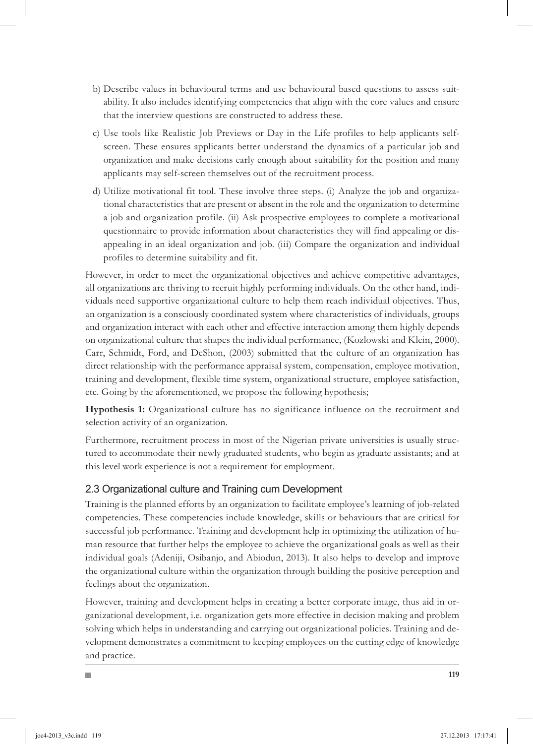b) Describe values in behavioural terms and use behavioural based questions to assess suitability. It also includes identifying competencies that align with the core values and ensure that the interview questions are constructed to address these.

c) Use tools like Realistic Job Previews or Day in the Life profiles to help applicants self-screen. These ensures applicants better understand the dynamics of a particular job and organization and make decisions early enough about suitability for the position and many applicants may self-screen themselves out of the recruitment process.

d) Utilize motivational fit tool. These involve three steps. (i) Analyze the job and organizational characteristics that are present or absent in the role and the organization to determine a job and organization profile. (ii) Ask prospective employees to complete a motivational questionnaire to provide information about characteristics they will find appealing or disappealing in an ideal organization and job. (iii) Compare the organization and individual profiles to determine suitability and fit.

However, in order to meet the organizational objectives and achieve competitive advantages, all organizations are thriving to recruit highly performing individuals. On the other hand, individuals need supportive organizational culture to help them reach individual objectives. Thus, an organization is a consciously coordinated system where characteristics of individuals, groups and organization interact with each other and effective interaction among them highly depends on organizational culture that shapes the individual performance, (Kozlowski and Klein, 2000). Carr, Schmidt, Ford, and DeShon, (2003) submitted that the culture of an organization has direct relationship with the performance appraisal system, compensation, employee motivation, training and development, flexible time system, organizational structure, employee satisfaction, etc. Going by the aforementioned, we propose the following hypothesis;

**Hypothesis 1:** Organizational culture has no significance influence on the recruitment and selection activity of an organization.

Furthermore, recruitment process in most of the Nigerian private universities is usually structured to accommodate their newly graduated students, who begin as graduate assistants; and at this level work experience is not a requirement for employment.

## 2.3 Organizational culture and Training cum Development

Training is the planned efforts by an organization to facilitate employee's learning of job-related competencies. These competencies include knowledge, skills or behaviours that are critical for successful job performance. Training and development help in optimizing the utilization of human resource that further helps the employee to achieve the organizational goals as well as their individual goals (Adeniji, Osibanjo, and Abiodun, 2013). It also helps to develop and improve the organizational culture within the organization through building the positive perception and feelings about the organization.

However, training and development helps in creating a better corporate image, thus aid in organizational development, i.e. organization gets more effective in decision making and problem solving which helps in understanding and carrying out organizational policies. Training and development demonstrates a commitment to keeping employees on the cutting edge of knowledge and practice.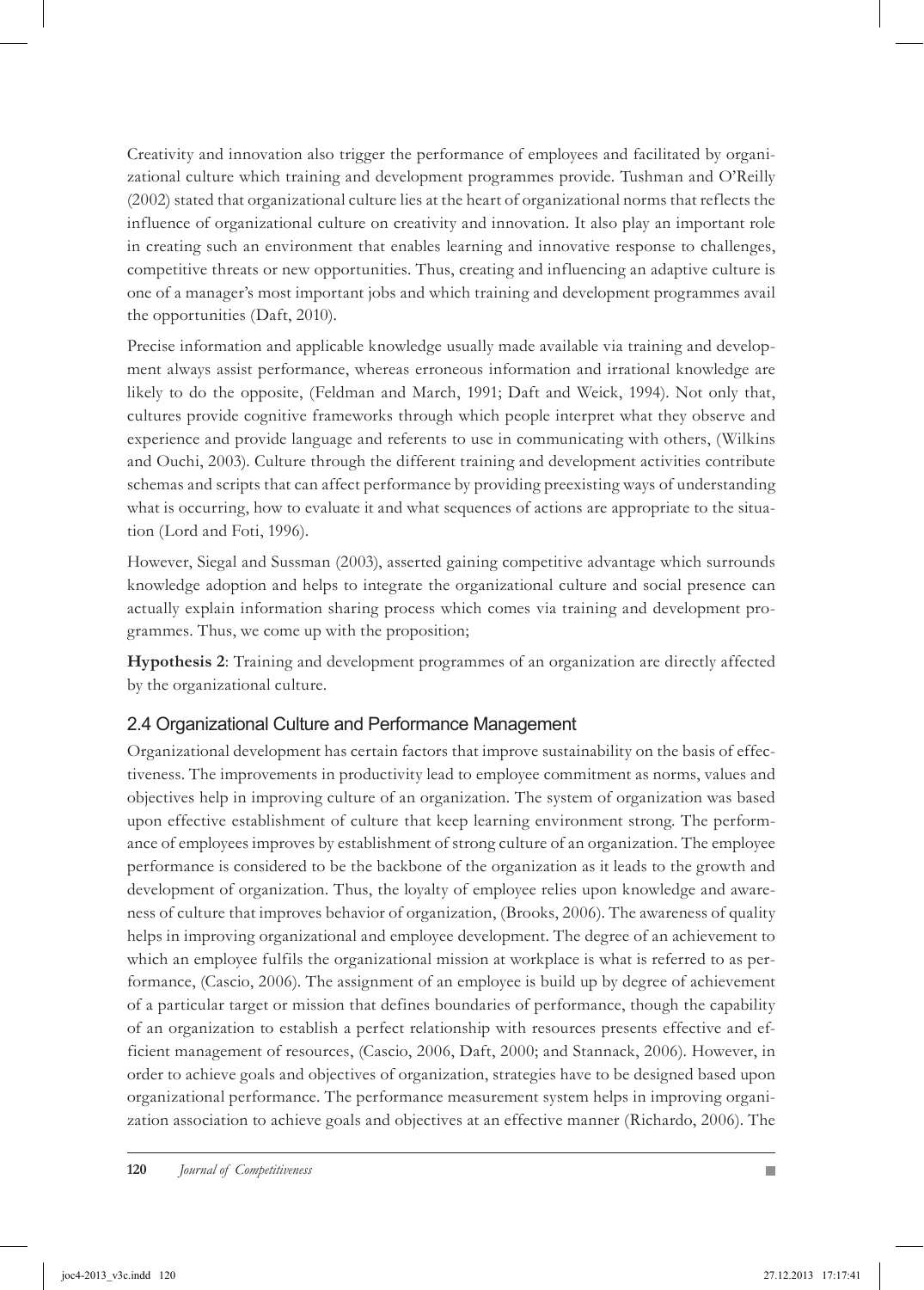Creativity and innovation also trigger the performance of employees and facilitated by organizational culture which training and development programmes provide. Tushman and O'Reilly (2002) stated that organizational culture lies at the heart of organizational norms that reflects the influence of organizational culture on creativity and innovation. It also play an important role in creating such an environment that enables learning and innovative response to challenges, competitive threats or new opportunities. Thus, creating and influencing an adaptive culture is one of a manager's most important jobs and which training and development programmes avail the opportunities (Daft, 2010).

Precise information and applicable knowledge usually made available via training and development always assist performance, whereas erroneous information and irrational knowledge are likely to do the opposite, (Feldman and March, 1991; Daft and Weick, 1994). Not only that, cultures provide cognitive frameworks through which people interpret what they observe and experience and provide language and referents to use in communicating with others, (Wilkins and Ouchi, 2003). Culture through the different training and development activities contribute schemas and scripts that can affect performance by providing preexisting ways of understanding what is occurring, how to evaluate it and what sequences of actions are appropriate to the situation (Lord and Foti, 1996).

However, Siegal and Sussman (2003), asserted gaining competitive advantage which surrounds knowledge adoption and helps to integrate the organizational culture and social presence can actually explain information sharing process which comes via training and development programmes. Thus, we come up with the proposition;

**Hypothesis 2**: Training and development programmes of an organization are directly affected by the organizational culture.

## 2.4 Organizational Culture and Performance Management

Organizational development has certain factors that improve sustainability on the basis of effectiveness. The improvements in productivity lead to employee commitment as norms, values and objectives help in improving culture of an organization. The system of organization was based upon effective establishment of culture that keep learning environment strong. The performance of employees improves by establishment of strong culture of an organization. The employee performance is considered to be the backbone of the organization as it leads to the growth and development of organization. Thus, the loyalty of employee relies upon knowledge and awareness of culture that improves behavior of organization, (Brooks, 2006). The awareness of quality helps in improving organizational and employee development. The degree of an achievement to which an employee fulfils the organizational mission at workplace is what is referred to as performance, (Cascio, 2006). The assignment of an employee is build up by degree of achievement of a particular target or mission that defines boundaries of performance, though the capability of an organization to establish a perfect relationship with resources presents effective and efficient management of resources, (Cascio, 2006, Daft, 2000; and Stannack, 2006). However, in order to achieve goals and objectives of organization, strategies have to be designed based upon organizational performance. The performance measurement system helps in improving organization association to achieve goals and objectives at an effective manner (Richardo, 2006). The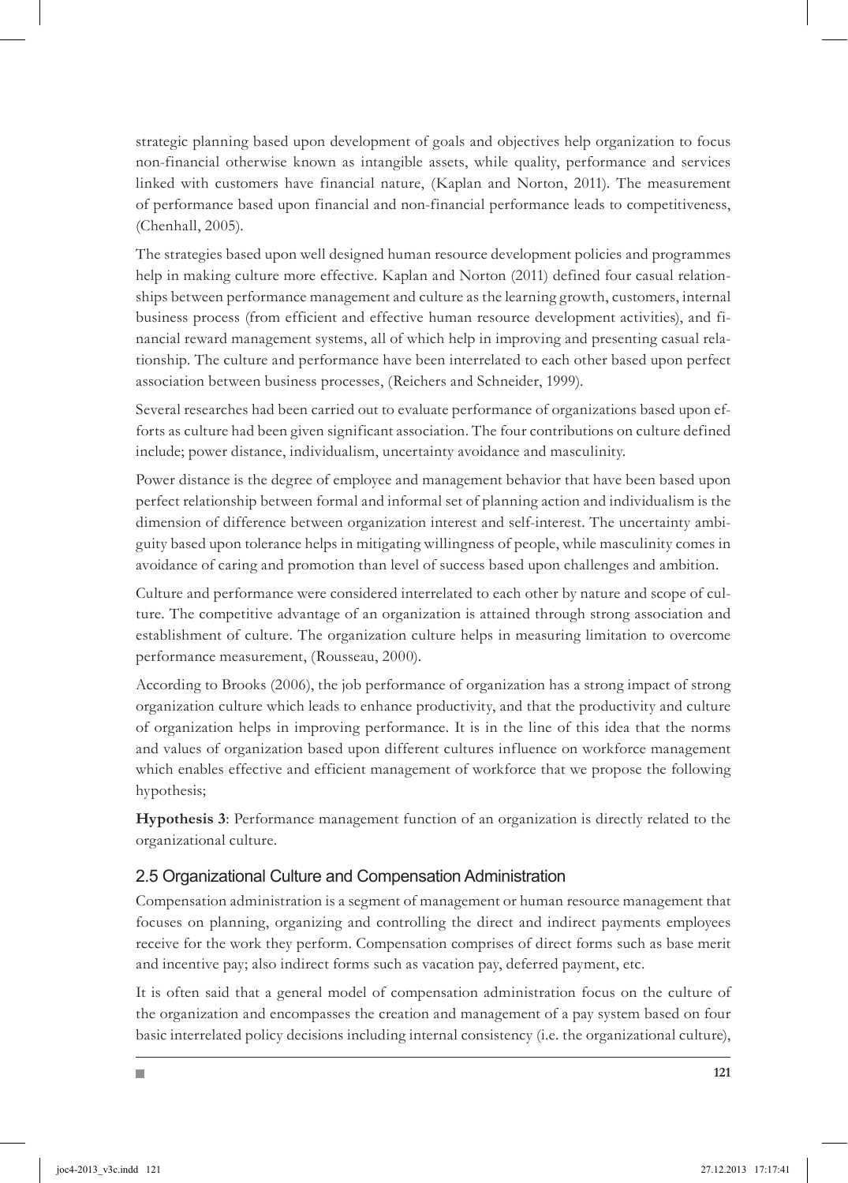strategic planning based upon development of goals and objectives help organization to focus non-financial otherwise known as intangible assets, while quality, performance and services linked with customers have financial nature, (Kaplan and Norton, 2011). The measurement of performance based upon financial and non-financial performance leads to competitiveness, (Chenhall, 2005).

The strategies based upon well designed human resource development policies and programmes help in making culture more effective. Kaplan and Norton (2011) defined four casual relationships between performance management and culture as the learning growth, customers, internal business process (from efficient and effective human resource development activities), and financial reward management systems, all of which help in improving and presenting casual relationship. The culture and performance have been interrelated to each other based upon perfect association between business processes, (Reichers and Schneider, 1999).

Several researches had been carried out to evaluate performance of organizations based upon efforts as culture had been given significant association. The four contributions on culture defined include; power distance, individualism, uncertainty avoidance and masculinity.

Power distance is the degree of employee and management behavior that have been based upon perfect relationship between formal and informal set of planning action and individualism is the dimension of difference between organization interest and self-interest. The uncertainty ambiguity based upon tolerance helps in mitigating willingness of people, while masculinity comes in avoidance of caring and promotion than level of success based upon challenges and ambition.

Culture and performance were considered interrelated to each other by nature and scope of culture. The competitive advantage of an organization is attained through strong association and establishment of culture. The organization culture helps in measuring limitation to overcome performance measurement, (Rousseau, 2000).

According to Brooks (2006), the job performance of organization has a strong impact of strong organization culture which leads to enhance productivity, and that the productivity and culture of organization helps in improving performance. It is in the line of this idea that the norms and values of organization based upon different cultures influence on workforce management which enables effective and efficient management of workforce that we propose the following hypothesis;

**Hypothesis 3**: Performance management function of an organization is directly related to the organizational culture.

## 2.5 Organizational Culture and Compensation Administration

Compensation administration is a segment of management or human resource management that focuses on planning, organizing and controlling the direct and indirect payments employees receive for the work they perform. Compensation comprises of direct forms such as base merit and incentive pay; also indirect forms such as vacation pay, deferred payment, etc.

It is often said that a general model of compensation administration focus on the culture of the organization and encompasses the creation and management of a pay system based on four basic interrelated policy decisions including internal consistency (i.e. the organizational culture),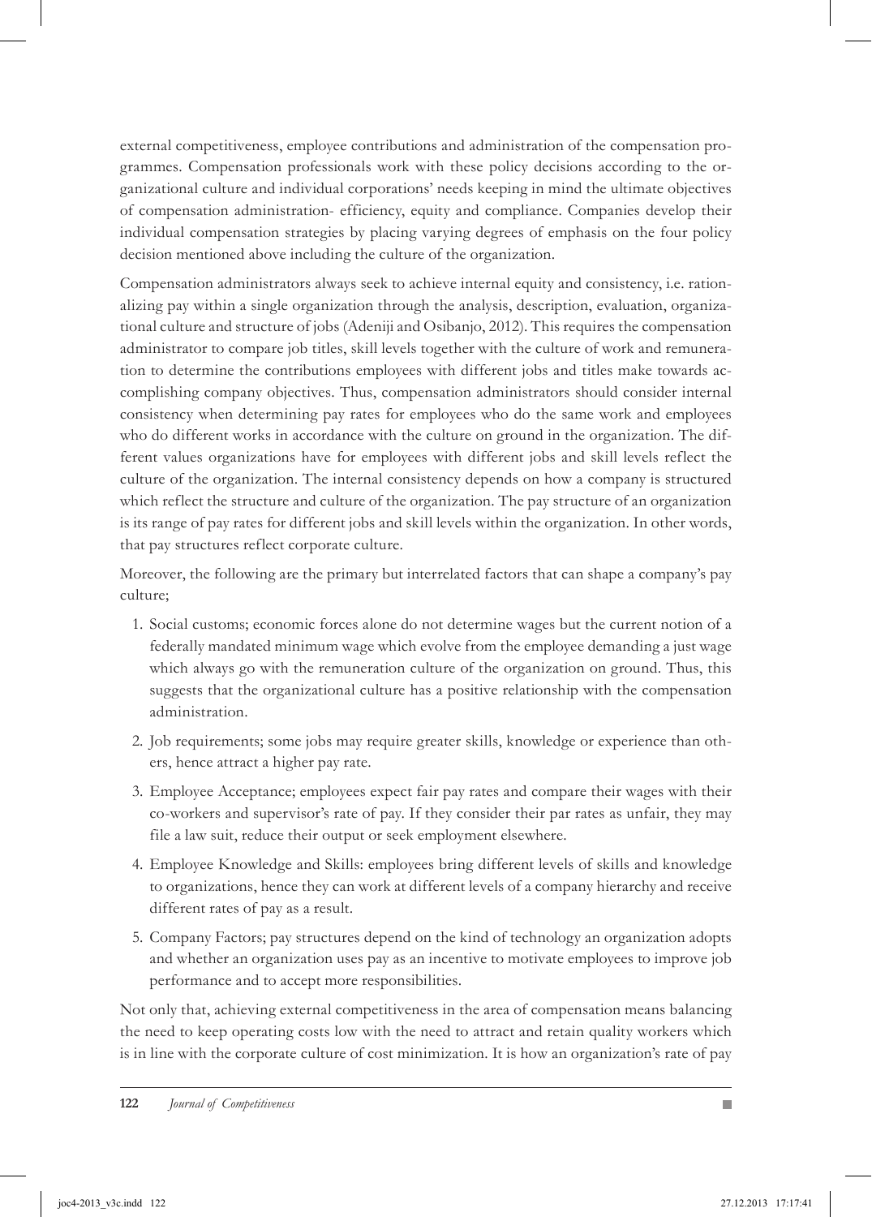external competitiveness, employee contributions and administration of the compensation programmes. Compensation professionals work with these policy decisions according to the organizational culture and individual corporations' needs keeping in mind the ultimate objectives of compensation administration- efficiency, equity and compliance. Companies develop their individual compensation strategies by placing varying degrees of emphasis on the four policy decision mentioned above including the culture of the organization.

Compensation administrators always seek to achieve internal equity and consistency, i.e. rationalizing pay within a single organization through the analysis, description, evaluation, organizational culture and structure of jobs (Adeniji and Osibanjo, 2012). This requires the compensation administrator to compare job titles, skill levels together with the culture of work and remuneration to determine the contributions employees with different jobs and titles make towards accomplishing company objectives. Thus, compensation administrators should consider internal consistency when determining pay rates for employees who do the same work and employees who do different works in accordance with the culture on ground in the organization. The different values organizations have for employees with different jobs and skill levels reflect the culture of the organization. The internal consistency depends on how a company is structured which reflect the structure and culture of the organization. The pay structure of an organization is its range of pay rates for different jobs and skill levels within the organization. In other words, that pay structures reflect corporate culture.

Moreover, the following are the primary but interrelated factors that can shape a company's pay culture;

1. Social customs; economic forces alone do not determine wages but the current notion of a federally mandated minimum wage which evolve from the employee demanding a just wage which always go with the remuneration culture of the organization on ground. Thus, this suggests that the organizational culture has a positive relationship with the compensation administration.
2. Job requirements; some jobs may require greater skills, knowledge or experience than others, hence attract a higher pay rate.
3. Employee Acceptance; employees expect fair pay rates and compare their wages with their co-workers and supervisor's rate of pay. If they consider their par rates as unfair, they may file a law suit, reduce their output or seek employment elsewhere.
4. Employee Knowledge and Skills: employees bring different levels of skills and knowledge to organizations, hence they can work at different levels of a company hierarchy and receive different rates of pay as a result.
5. Company Factors; pay structures depend on the kind of technology an organization adopts and whether an organization uses pay as an incentive to motivate employees to improve job performance and to accept more responsibilities.

Not only that, achieving external competitiveness in the area of compensation means balancing the need to keep operating costs low with the need to attract and retain quality workers which is in line with the corporate culture of cost minimization. It is how an organization's rate of pay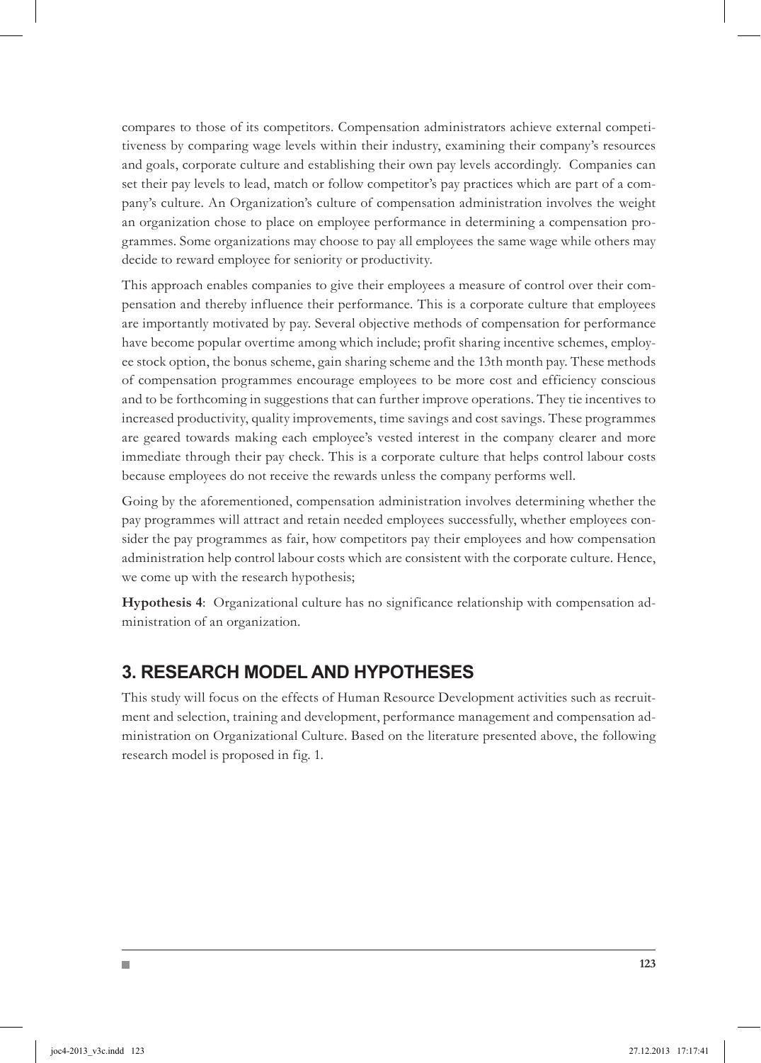compares to those of its competitors. Compensation administrators achieve external competitiveness by comparing wage levels within their industry, examining their company's resources and goals, corporate culture and establishing their own pay levels accordingly. Companies can set their pay levels to lead, match or follow competitor's pay practices which are part of a company's culture. An Organization's culture of compensation administration involves the weight an organization chose to place on employee performance in determining a compensation programmes. Some organizations may choose to pay all employees the same wage while others may decide to reward employee for seniority or productivity.

This approach enables companies to give their employees a measure of control over their compensation and thereby influence their performance. This is a corporate culture that employees are importantly motivated by pay. Several objective methods of compensation for performance have become popular overtime among which include; profit sharing incentive schemes, employee stock option, the bonus scheme, gain sharing scheme and the 13th month pay. These methods of compensation programmes encourage employees to be more cost and efficiency conscious and to be forthcoming in suggestions that can further improve operations. They tie incentives to increased productivity, quality improvements, time savings and cost savings. These programmes are geared towards making each employee's vested interest in the company clearer and more immediate through their pay check. This is a corporate culture that helps control labour costs because employees do not receive the rewards unless the company performs well.

Going by the aforementioned, compensation administration involves determining whether the pay programmes will attract and retain needed employees successfully, whether employees consider the pay programmes as fair, how competitors pay their employees and how compensation administration help control labour costs which are consistent with the corporate culture. Hence, we come up with the research hypothesis;

**Hypothesis 4**: Organizational culture has no significance relationship with compensation administration of an organization.

## 3. RESEARCH MODEL AND HYPOTHESES

This study will focus on the effects of Human Resource Development activities such as recruitment and selection, training and development, performance management and compensation administration on Organizational Culture. Based on the literature presented above, the following research model is proposed in fig. 1.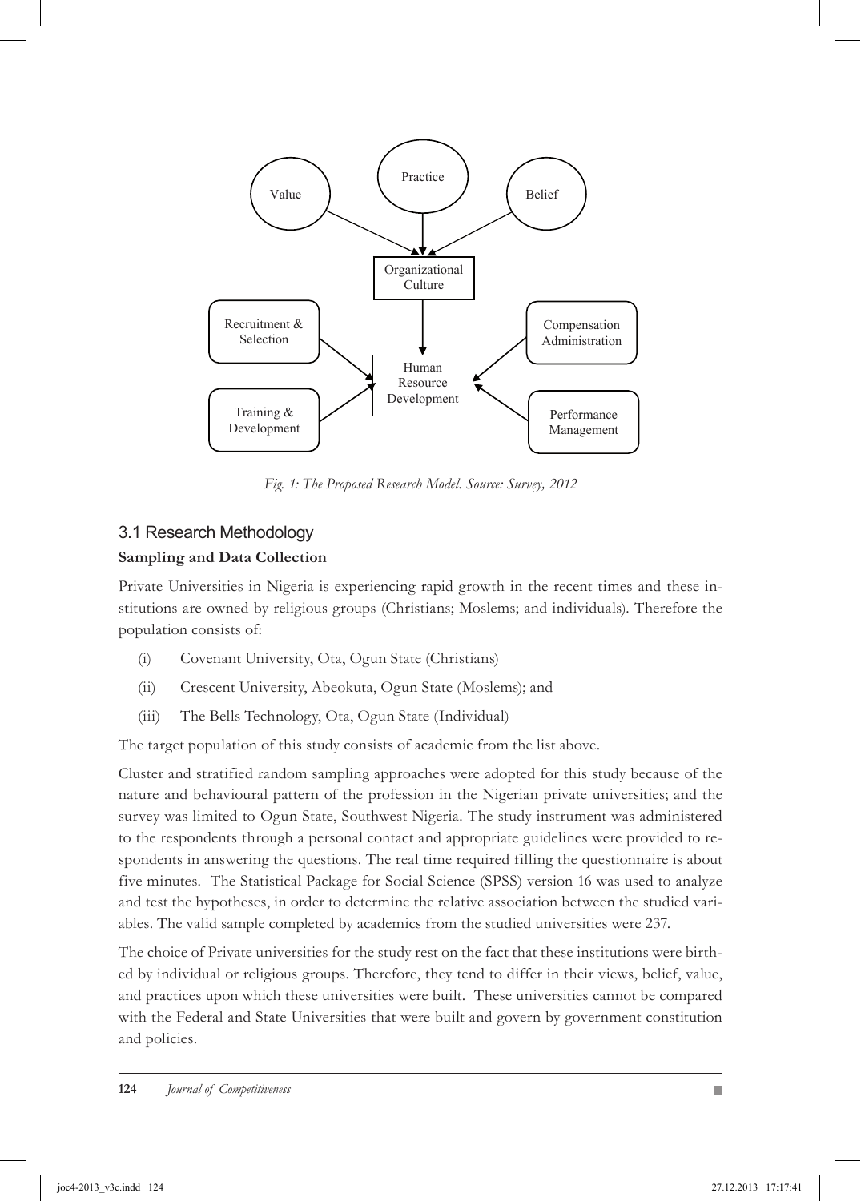Fig. 1: The Proposed Research Model. Source: Survey, 2012

## 3.1 Research Methodology

**Sampling and Data Collection**

Private Universities in Nigeria is experiencing rapid growth in the recent times and these institutions are owned by religious groups (Christians; Moslems; and individuals). Therefore the population consists of:

(i) Covenant University, Ota, Ogun State (Christians)

(ii) Crescent University, Abeokuta, Ogun State (Moslems); and

(iii) The Bells Technology, Ota, Ogun State (Individual)

The target population of this study consists of academic from the list above.

Cluster and stratified random sampling approaches were adopted for this study because of the nature and behavioural pattern of the profession in the Nigerian private universities; and the survey was limited to Ogun State, Southwest Nigeria. The study instrument was administered to the respondents through a personal contact and appropriate guidelines were provided to respondents in answering the questions. The real time required filling the questionnaire is about five minutes. The Statistical Package for Social Science (SPSS) version 16 was used to analyze and test the hypotheses, in order to determine the relative association between the studied variables. The valid sample completed by academics from the studied universities were 237.

The choice of Private universities for the study rest on the fact that these institutions were birthed by individual or religious groups. Therefore, they tend to differ in their views, belief, value, and practices upon which these universities were built. These universities cannot be compared with the Federal and State Universities that were built and govern by government constitution and policies.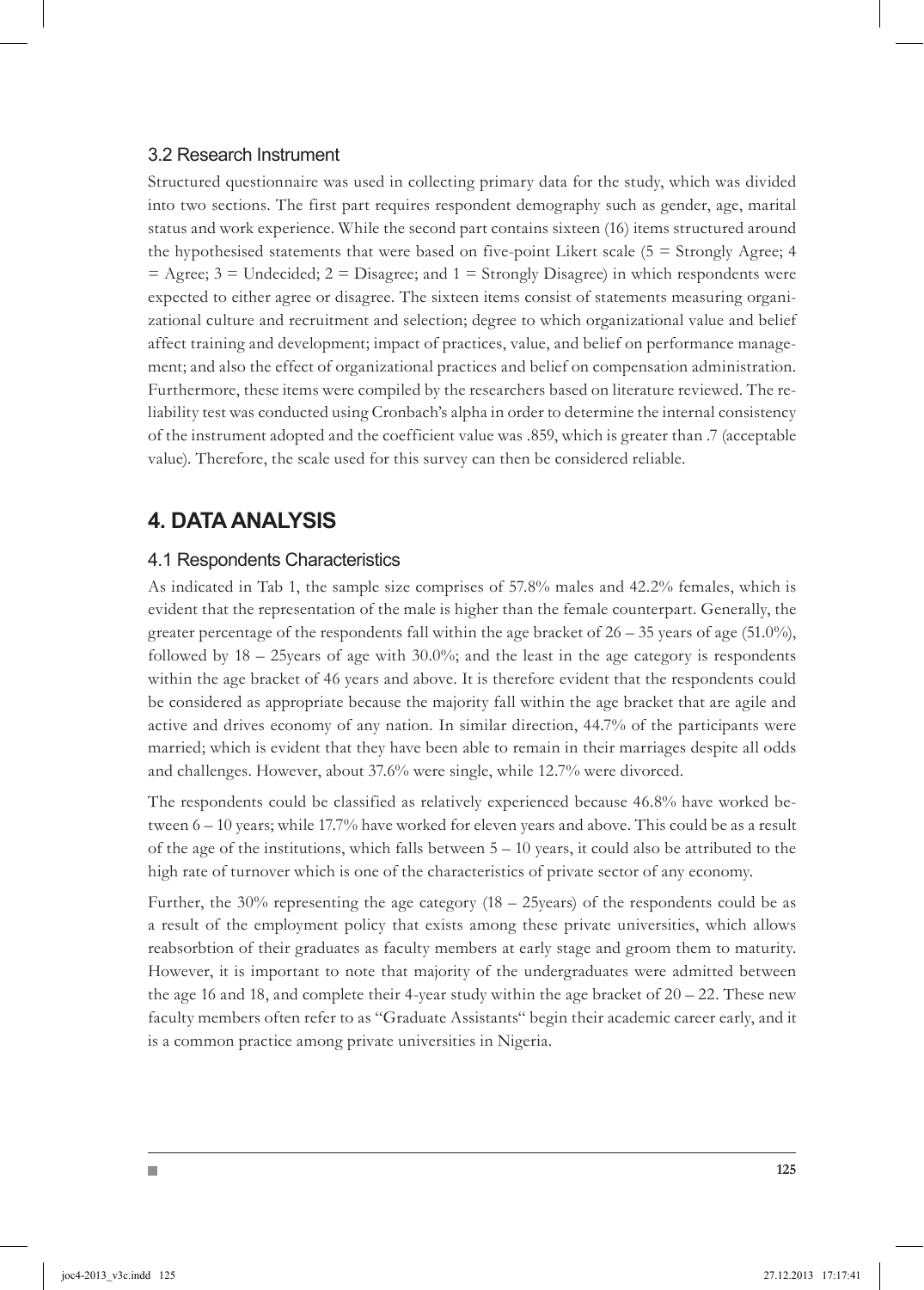### 3.2 Research Instrument

Structured questionnaire was used in collecting primary data for the study, which was divided into two sections. The first part requires respondent demography such as gender, age, marital status and work experience. While the second part contains sixteen (16) items structured around the hypothesised statements that were based on five-point Likert scale (5 = Strongly Agree; 4 = Agree; 3 = Undecided; 2 = Disagree; and 1 = Strongly Disagree) in which respondents were expected to either agree or disagree. The sixteen items consist of statements measuring organizational culture and recruitment and selection; degree to which organizational value and belief affect training and development; impact of practices, value, and belief on performance management; and also the effect of organizational practices and belief on compensation administration. Furthermore, these items were compiled by the researchers based on literature reviewed. The reliability test was conducted using Cronbach's alpha in order to determine the internal consistency of the instrument adopted and the coefficient value was .859, which is greater than .7 (acceptable value). Therefore, the scale used for this survey can then be considered reliable.

## 4. DATA ANALYSIS

### 4.1 Respondents Characteristics

As indicated in Tab 1, the sample size comprises of 57.8% males and 42.2% females, which is evident that the representation of the male is higher than the female counterpart. Generally, the greater percentage of the respondents fall within the age bracket of 26 – 35 years of age (51.0%), followed by 18 – 25years of age with 30.0%; and the least in the age category is respondents within the age bracket of 46 years and above. It is therefore evident that the respondents could be considered as appropriate because the majority fall within the age bracket that are agile and active and drives economy of any nation. In similar direction, 44.7% of the participants were married; which is evident that they have been able to remain in their marriages despite all odds and challenges. However, about 37.6% were single, while 12.7% were divorced.

The respondents could be classified as relatively experienced because 46.8% have worked between 6 – 10 years; while 17.7% have worked for eleven years and above. This could be as a result of the age of the institutions, which falls between 5 – 10 years, it could also be attributed to the high rate of turnover which is one of the characteristics of private sector of any economy.

Further, the 30% representing the age category (18 – 25years) of the respondents could be as a result of the employment policy that exists among these private universities, which allows reabsorbtion of their graduates as faculty members at early stage and groom them to maturity. However, it is important to note that majority of the undergraduates were admitted between the age 16 and 18, and complete their 4-year study within the age bracket of 20 – 22. These new faculty members often refer to as "Graduate Assistants" begin their academic career early, and it is a common practice among private universities in Nigeria.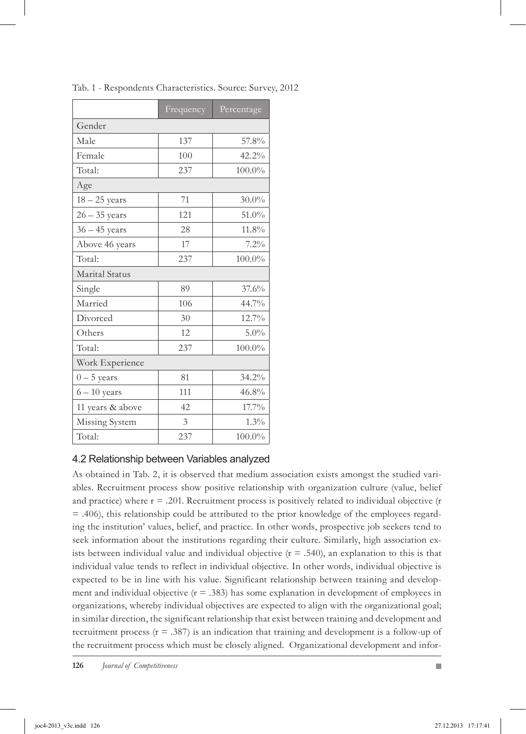Tab. 1 - Respondents Characteristics. Source: Survey, 2012

| | Frequency | Percentage |
|---|---|---|
| Gender | | |
| Male | 137 | 57.8% |
| Female | 100 | 42.2% |
| Total: | 237 | 100.0% |
| Age | | |
| 18 – 25 years | 71 | 30.0% |
| 26 – 35 years | 121 | 51.0% |
| 36 – 45 years | 28 | 11.8% |
| Above 46 years | 17 | 7.2% |
| Total: | 237 | 100.0% |
| Marital Status | | |
| Single | 89 | 37.6% |
| Married | 106 | 44.7% |
| Divorced | 30 | 12.7% |
| Others | 12 | 5.0% |
| Total: | 237 | 100.0% |
| Work Experience | | |
| 0 – 5 years | 81 | 34.2% |
| 6 – 10 years | 111 | 46.8% |
| 11 years & above | 42 | 17.7% |
| Missing System | 3 | 1.3% |
| Total: | 237 | 100.0% |

### 4.2 Relationship between Variables analyzed

As obtained in Tab. 2, it is observed that medium association exists amongst the studied variables. Recruitment process show positive relationship with organization culture (value, belief and practice) where $r = .201$. Recruitment process is positively related to individual objective ($r = .406$), this relationship could be attributed to the prior knowledge of the employees regarding the institution' values, belief, and practice. In other words, prospective job seekers tend to seek information about the institutions regarding their culture. Similarly, high association exists between individual value and individual objective ($r = .540$), an explanation to this is that individual value tends to reflect in individual objective. In other words, individual objective is expected to be in line with his value. Significant relationship between training and development and individual objective ($r = .383$) has some explanation in development of employees in organizations, whereby individual objectives are expected to align with the organizational goal; in similar direction, the significant relationship that exist between training and development and recruitment process ($r = .387$) is an indication that training and development is a follow-up of the recruitment process which must be closely aligned. Organizational development and infor-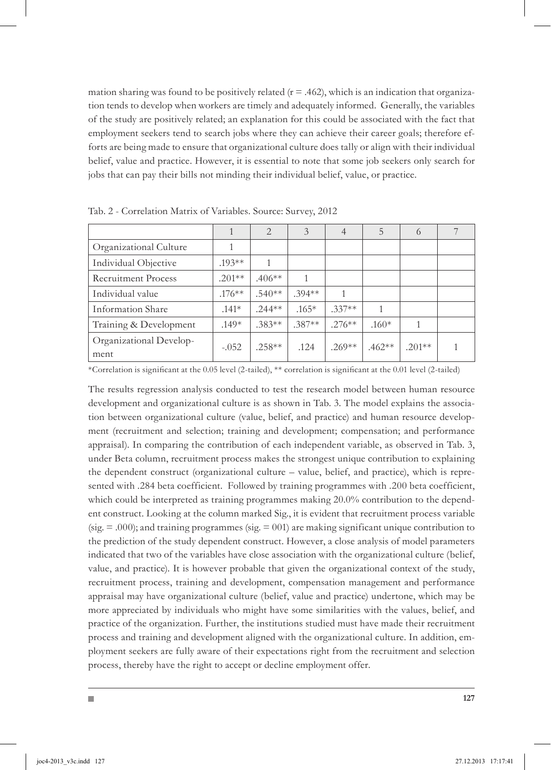mation sharing was found to be positively related (r = .462), which is an indication that organization tends to develop when workers are timely and adequately informed. Generally, the variables of the study are positively related; an explanation for this could be associated with the fact that employment seekers tend to search jobs where they can achieve their career goals; therefore efforts are being made to ensure that organizational culture does tally or align with their individual belief, value and practice. However, it is essential to note that some job seekers only search for jobs that can pay their bills not minding their individual belief, value, or practice.

Tab. 2 - Correlation Matrix of Variables. Source: Survey, 2012

| | 1 | 2 | 3 | 4 | 5 | 6 | 7 |
|---|---|---|---|---|---|---|---|
| Organizational Culture | 1 | | | | | | |
| Individual Objective | .193** | 1 | | | | | |
| Recruitment Process | .201** | .406** | 1 | | | | |
| Individual value | .176** | .540** | .394** | 1 | | | |
| Information Share | .141* | .244** | .165* | .337** | 1 | | |
| Training & Development | .149* | .383** | .387** | .276** | .160* | 1 | |
| Organizational Development | -.052 | .258** | .124 | .269** | .462** | .201** | 1 |

*Correlation is significant at the 0.05 level (2-tailed), ** correlation is significant at the 0.01 level (2-tailed)

The results regression analysis conducted to test the research model between human resource development and organizational culture is as shown in Tab. 3. The model explains the association between organizational culture (value, belief, and practice) and human resource development (recruitment and selection; training and development; compensation; and performance appraisal). In comparing the contribution of each independent variable, as observed in Tab. 3, under Beta column, recruitment process makes the strongest unique contribution to explaining the dependent construct (organizational culture – value, belief, and practice), which is represented with .284 beta coefficient. Followed by training programmes with .200 beta coefficient, which could be interpreted as training programmes making 20.0% contribution to the dependent construct. Looking at the column marked Sig., it is evident that recruitment process variable (sig. = .000); and training programmes (sig. = 001) are making significant unique contribution to the prediction of the study dependent construct. However, a close analysis of model parameters indicated that two of the variables have close association with the organizational culture (belief, value, and practice). It is however probable that given the organizational context of the study, recruitment process, training and development, compensation management and performance appraisal may have organizational culture (belief, value and practice) undertone, which may be more appreciated by individuals who might have some similarities with the values, belief, and practice of the organization. Further, the institutions studied must have made their recruitment process and training and development aligned with the organizational culture. In addition, employment seekers are fully aware of their expectations right from the recruitment and selection process, thereby have the right to accept or decline employment offer.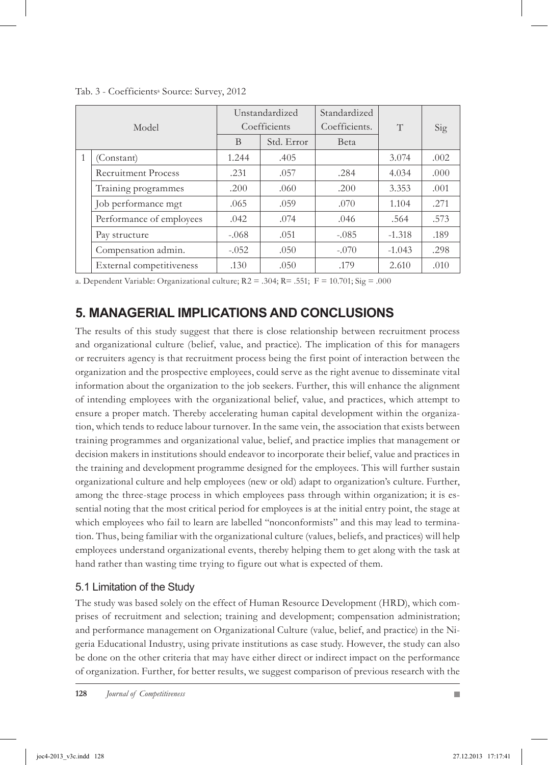Tab. 3 - Coefficients[a] Source: Survey, 2012

| Model | | Unstandardized Coefficients | | Standardized Coefficients. | T | Sig |
|---|---|---|---|---|---|---|
| | | B | Std. Error | Beta | | |
| 1 | (Constant) | 1.244 | .405 | | 3.074 | .002 |
| | Recruitment Process | .231 | .057 | .284 | 4.034 | .000 |
| | Training programmes | .200 | .060 | .200 | 3.353 | .001 |
| | Job performance mgt | .065 | .059 | .070 | 1.104 | .271 |
| | Performance of employees | .042 | .074 | .046 | .564 | .573 |
| | Pay structure | -.068 | .051 | -.085 | -1.318 | .189 |
| | Compensation admin. | -.052 | .050 | -.070 | -1.043 | .298 |
| | External competitiveness | .130 | .050 | .179 | 2.610 | .010 |

a. Dependent Variable: Organizational culture; $R2 = .304$; $R= .551$; $F = 10.701$; $Sig = .000$

## 5. MANAGERIAL IMPLICATIONS AND CONCLUSIONS

The results of this study suggest that there is close relationship between recruitment process and organizational culture (belief, value, and practice). The implication of this for managers or recruiters agency is that recruitment process being the first point of interaction between the organization and the prospective employees, could serve as the right avenue to disseminate vital information about the organization to the job seekers. Further, this will enhance the alignment of intending employees with the organizational belief, value, and practices, which attempt to ensure a proper match. Thereby accelerating human capital development within the organization, which tends to reduce labour turnover. In the same vein, the association that exists between training programmes and organizational value, belief, and practice implies that management or decision makers in institutions should endeavor to incorporate their belief, value and practices in the training and development programme designed for the employees. This will further sustain organizational culture and help employees (new or old) adapt to organization's culture. Further, among the three-stage process in which employees pass through within organization; it is essential noting that the most critical period for employees is at the initial entry point, the stage at which employees who fail to learn are labelled "nonconformists" and this may lead to termination. Thus, being familiar with the organizational culture (values, beliefs, and practices) will help employees understand organizational events, thereby helping them to get along with the task at hand rather than wasting time trying to figure out what is expected of them.

### 5.1 Limitation of the Study

The study was based solely on the effect of Human Resource Development (HRD), which comprises of recruitment and selection; training and development; compensation administration; and performance management on Organizational Culture (value, belief, and practice) in the Nigeria Educational Industry, using private institutions as case study. However, the study can also be done on the other criteria that may have either direct or indirect impact on the performance of organization. Further, for better results, we suggest comparison of previous research with the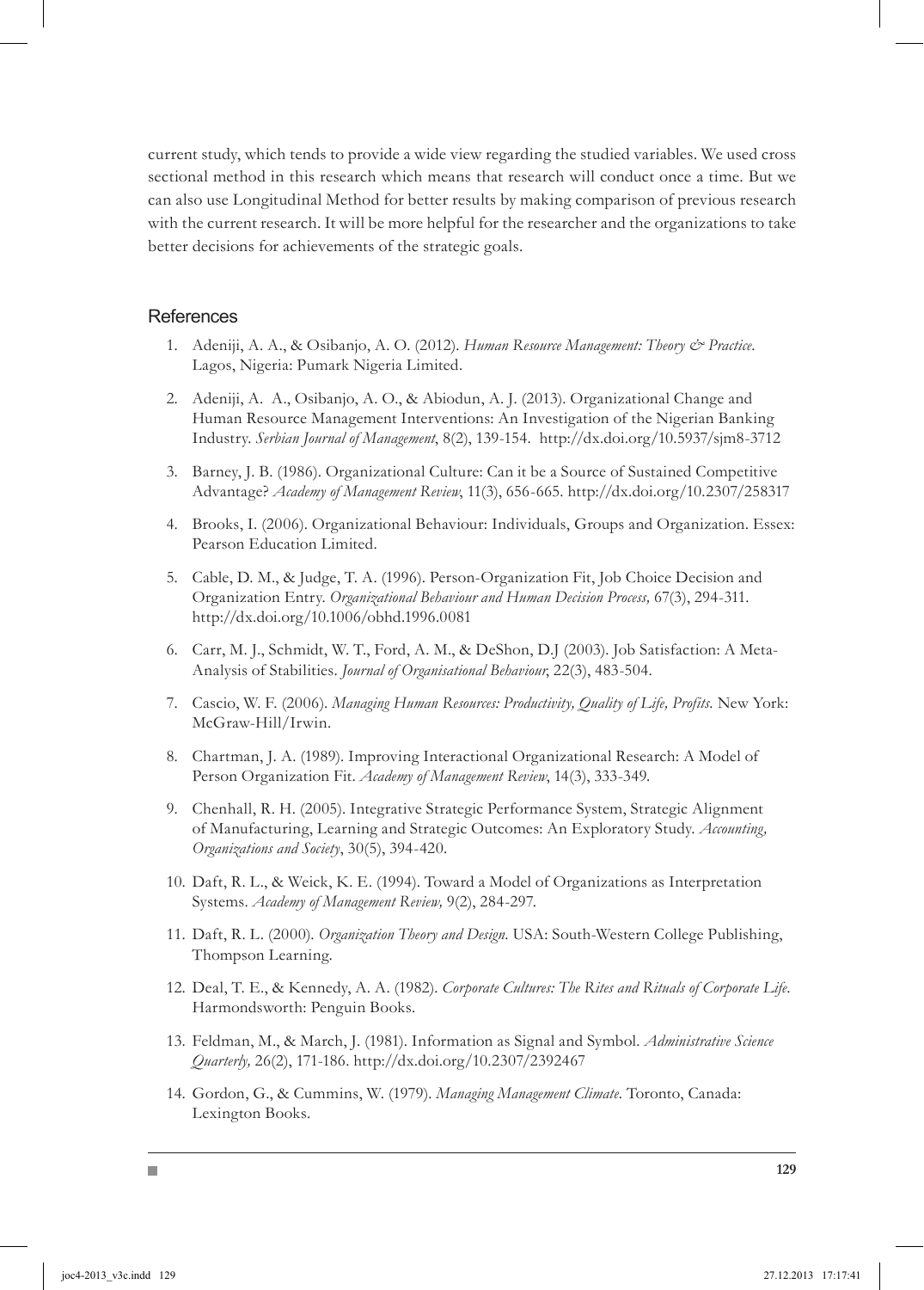current study, which tends to provide a wide view regarding the studied variables. We used cross sectional method in this research which means that research will conduct once a time. But we can also use Longitudinal Method for better results by making comparison of previous research with the current research. It will be more helpful for the researcher and the organizations to take better decisions for achievements of the strategic goals.

## References

1. Adeniji, A. A., & Osibanjo, A. O. (2012). *Human Resource Management: Theory & Practice*. Lagos, Nigeria: Pumark Nigeria Limited.
2. Adeniji, A. A., Osibanjo, A. O., & Abiodun, A. J. (2013). Organizational Change and Human Resource Management Interventions: An Investigation of the Nigerian Banking Industry. *Serbian Journal of Management*, 8(2), 139-154. http://dx.doi.org/10.5937/sjm8-3712
3. Barney, J. B. (1986). Organizational Culture: Can it be a Source of Sustained Competitive Advantage? *Academy of Management Review*, 11(3), 656-665. http://dx.doi.org/10.2307/258317
4. Brooks, I. (2006). Organizational Behaviour: Individuals, Groups and Organization. Essex: Pearson Education Limited.
5. Cable, D. M., & Judge, T. A. (1996). Person-Organization Fit, Job Choice Decision and Organization Entry. *Organizational Behaviour and Human Decision Process,* 67(3), 294-311. http://dx.doi.org/10.1006/obhd.1996.0081
6. Carr, M. J., Schmidt, W. T., Ford, A. M., & DeShon, D.J (2003). Job Satisfaction: A Meta-Analysis of Stabilities. *Journal of Organisational Behaviour*, 22(3), 483-504.
7. Cascio, W. F. (2006). *Managing Human Resources: Productivity, Quality of Life, Profits.* New York: McGraw-Hill/Irwin.
8. Chartman, J. A. (1989). Improving Interactional Organizational Research: A Model of Person Organization Fit. *Academy of Management Review*, 14(3), 333-349.
9. Chenhall, R. H. (2005). Integrative Strategic Performance System, Strategic Alignment of Manufacturing, Learning and Strategic Outcomes: An Exploratory Study. *Accounting, Organizations and Society*, 30(5), 394-420.
10. Daft, R. L., & Weick, K. E. (1994). Toward a Model of Organizations as Interpretation Systems. *Academy of Management Review,* 9(2), 284-297.
11. Daft, R. L. (2000). *Organization Theory and Design.* USA: South-Western College Publishing, Thompson Learning.
12. Deal, T. E., & Kennedy, A. A. (1982). *Corporate Cultures: The Rites and Rituals of Corporate Life.* Harmondsworth: Penguin Books.
13. Feldman, M., & March, J. (1981). Information as Signal and Symbol. *Administrative Science Quarterly,* 26(2), 171-186. http://dx.doi.org/10.2307/2392467
14. Gordon, G., & Cummins, W. (1979). *Managing Management Climate.* Toronto, Canada: Lexington Books.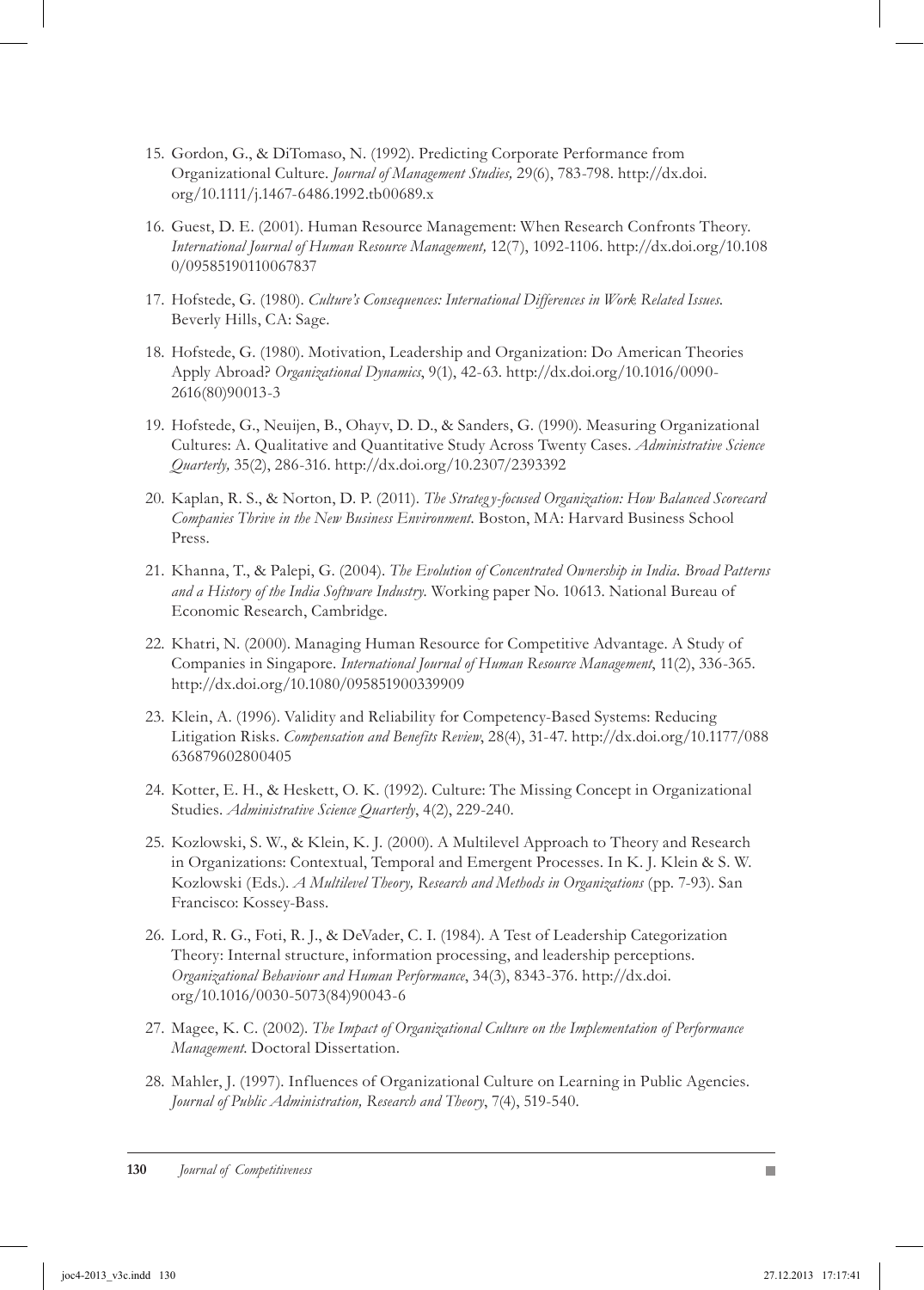15. Gordon, G., & DiTomaso, N. (1992). Predicting Corporate Performance from Organizational Culture. *Journal of Management Studies,* 29(6), 783-798. http://dx.doi.org/10.1111/j.1467-6486.1992.tb00689.x

16. Guest, D. E. (2001). Human Resource Management: When Research Confronts Theory. *International Journal of Human Resource Management,* 12(7), 1092-1106. http://dx.doi.org/10.1080/09585190110067837

17. Hofstede, G. (1980). *Culture's Consequences: International Differences in Work Related Issues.* Beverly Hills, CA: Sage.

18. Hofstede, G. (1980). Motivation, Leadership and Organization: Do American Theories Apply Abroad? *Organizational Dynamics*, 9(1), 42-63. http://dx.doi.org/10.1016/0090-2616(80)90013-3

19. Hofstede, G., Neuijen, B., Ohayv, D. D., & Sanders, G. (1990). Measuring Organizational Cultures: A. Qualitative and Quantitative Study Across Twenty Cases. *Administrative Science Quarterly,* 35(2), 286-316. http://dx.doi.org/10.2307/2393392

20. Kaplan, R. S., & Norton, D. P. (2011). *The Strateg y-focused Organization: How Balanced Scorecard Companies Thrive in the New Business Environment.* Boston, MA: Harvard Business School Press.

21. Khanna, T., & Palepi, G. (2004). *The Evolution of Concentrated Ownership in India. Broad Patterns and a History of the India Software Industry.* Working paper No. 10613. National Bureau of Economic Research, Cambridge.

22. Khatri, N. (2000). Managing Human Resource for Competitive Advantage. A Study of Companies in Singapore. *International Journal of Human Resource Management*, 11(2), 336-365. http://dx.doi.org/10.1080/095851900339909

23. Klein, A. (1996). Validity and Reliability for Competency-Based Systems: Reducing Litigation Risks. *Compensation and Benefits Review*, 28(4), 31-47. http://dx.doi.org/10.1177/088636879602800405

24. Kotter, E. H., & Heskett, O. K. (1992). Culture: The Missing Concept in Organizational Studies. *Administrative Science Quarterly*, 4(2), 229-240.

25. Kozlowski, S. W., & Klein, K. J. (2000). A Multilevel Approach to Theory and Research in Organizations: Contextual, Temporal and Emergent Processes. In K. J. Klein & S. W. Kozlowski (Eds.). *A Multilevel Theory, Research and Methods in Organizations* (pp. 7-93). San Francisco: Kossey-Bass.

26. Lord, R. G., Foti, R. J., & DeVader, C. I. (1984). A Test of Leadership Categorization Theory: Internal structure, information processing, and leadership perceptions. *Organizational Behaviour and Human Performance*, 34(3), 8343-376. http://dx.doi.org/10.1016/0030-5073(84)90043-6

27. Magee, K. C. (2002). *The Impact of Organizational Culture on the Implementation of Performance Management.* Doctoral Dissertation.

28. Mahler, J. (1997). Influences of Organizational Culture on Learning in Public Agencies. *Journal of Public Administration, Research and Theory*, 7(4), 519-540.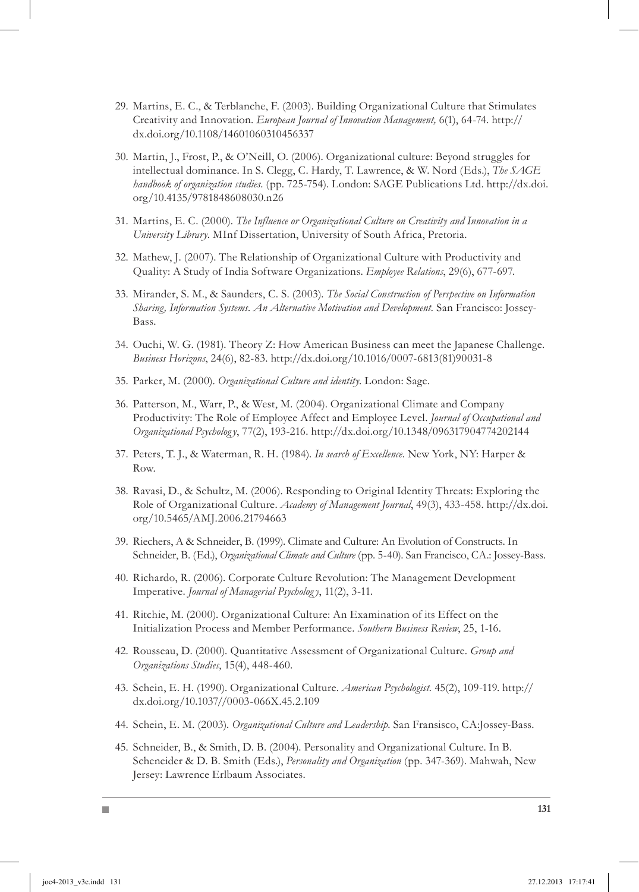29. Martins, E. C., & Terblanche, F. (2003). Building Organizational Culture that Stimulates Creativity and Innovation. *European Journal of Innovation Management,* 6(1), 64-74. http://dx.doi.org/10.1108/14601060310456337

30. Martin, J., Frost, P., & O'Neill, O. (2006). Organizational culture: Beyond struggles for intellectual dominance. In S. Clegg, C. Hardy, T. Lawrence, & W. Nord (Eds.), *The SAGE handbook of organization studies*. (pp. 725-754). London: SAGE Publications Ltd. http://dx.doi.org/10.4135/9781848608030.n26

31. Martins, E. C. (2000). *The Influence or Organizational Culture on Creativity and Innovation in a University Library*. MInf Dissertation, University of South Africa, Pretoria.

32. Mathew, J. (2007). The Relationship of Organizational Culture with Productivity and Quality: A Study of India Software Organizations. *Employee Relations*, 29(6), 677-697.

33. Mirander, S. M., & Saunders, C. S. (2003). *The Social Construction of Perspective on Information Sharing, Information Systems. An Alternative Motivation and Development.* San Francisco: Jossey-Bass.

34. Ouchi, W. G. (1981). Theory Z: How American Business can meet the Japanese Challenge. *Business Horizons*, 24(6), 82-83. http://dx.doi.org/10.1016/0007-6813(81)90031-8

35. Parker, M. (2000). *Organizational Culture and identity.* London: Sage.

36. Patterson, M., Warr, P., & West, M. (2004). Organizational Climate and Company Productivity: The Role of Employee Affect and Employee Level. *Journal of Occupational and Organizational Psychology*, 77(2), 193-216. http://dx.doi.org/10.1348/096317904774202144

37. Peters, T. J., & Waterman, R. H. (1984). *In search of Excellence.* New York, NY: Harper & Row.

38. Ravasi, D., & Schultz, M. (2006). Responding to Original Identity Threats: Exploring the Role of Organizational Culture. *Academy of Management Journal*, 49(3), 433-458. http://dx.doi.org/10.5465/AMJ.2006.21794663

39. Riechers, A & Schneider, B. (1999). Climate and Culture: An Evolution of Constructs. In Schneider, B. (Ed.), *Organizational Climate and Culture* (pp. 5-40). San Francisco, CA.: Jossey-Bass.

40. Richardo, R. (2006). Corporate Culture Revolution: The Management Development Imperative. *Journal of Managerial Psychology*, 11(2), 3-11.

41. Ritchie, M. (2000). Organizational Culture: An Examination of its Effect on the Initialization Process and Member Performance. *Southern Business Review*, 25, 1-16.

42. Rousseau, D. (2000). Quantitative Assessment of Organizational Culture. *Group and Organizations Studies*, 15(4), 448-460.

43. Schein, E. H. (1990). Organizational Culture. *American Psychologist.* 45(2), 109-119. http://dx.doi.org/10.1037//0003-066X.45.2.109

44. Schein, E. M. (2003). *Organizational Culture and Leadership*. San Fransisco, CA:Jossey-Bass.

45. Schneider, B., & Smith, D. B. (2004). Personality and Organizational Culture. In B. Scheneider & D. B. Smith (Eds.), *Personality and Organization* (pp. 347-369). Mahwah, New Jersey: Lawrence Erlbaum Associates.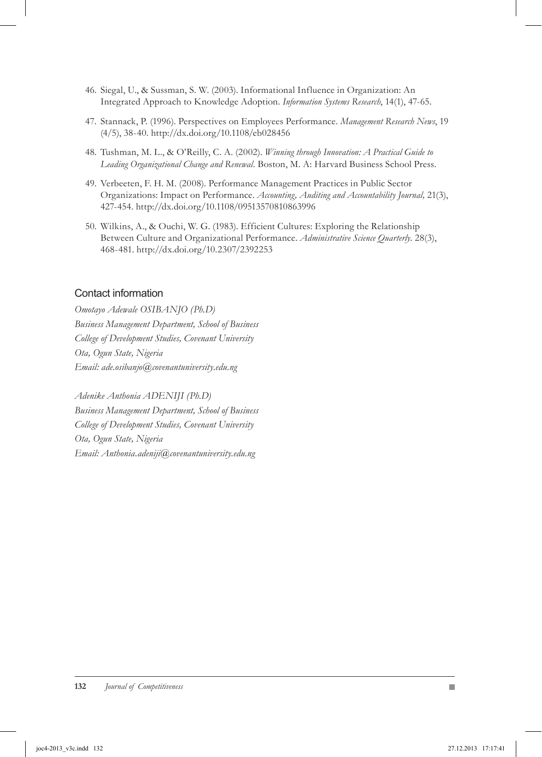46. Siegal, U., & Sussman, S. W. (2003). Informational Influence in Organization: An Integrated Approach to Knowledge Adoption. *Information Systems Research*, 14(1), 47-65.

47. Stannack, P. (1996). Perspectives on Employees Performance. *Management Research News*, 19 (4/5), 38-40. http://dx.doi.org/10.1108/eb028456

48. Tushman, M. L., & O'Reilly, C. A. (2002). *Winning through Innovation: A Practical Guide to Leading Organizational Change and Renewal*. Boston, M. A: Harvard Business School Press.

49. Verbeeten, F. H. M. (2008). Performance Management Practices in Public Sector Organizations: Impact on Performance. *Accounting, Auditing and Accountability Journal,* 21(3), 427-454. http://dx.doi.org/10.1108/09513570810863996

50. Wilkins, A., & Ouchi, W. G. (1983). Efficient Cultures: Exploring the Relationship Between Culture and Organizational Performance. *Administrative Science Quarterly*. 28(3), 468-481. http://dx.doi.org/10.2307/2392253

## Contact information

*Omotayo Adewale OSIBANJO (Ph.D)*
*Business Management Department, School of Business*
*College of Development Studies, Covenant University*
*Ota, Ogun State, Nigeria*
*Email: ade.osibanjo@covenantuniversity.edu.ng*

*Adenike Anthonia ADENIJI (Ph.D)*
*Business Management Department, School of Business*
*College of Development Studies, Covenant University*
*Ota, Ogun State, Nigeria*
*Email: Anthonia.adeniji@covenantuniversity.edu.ng*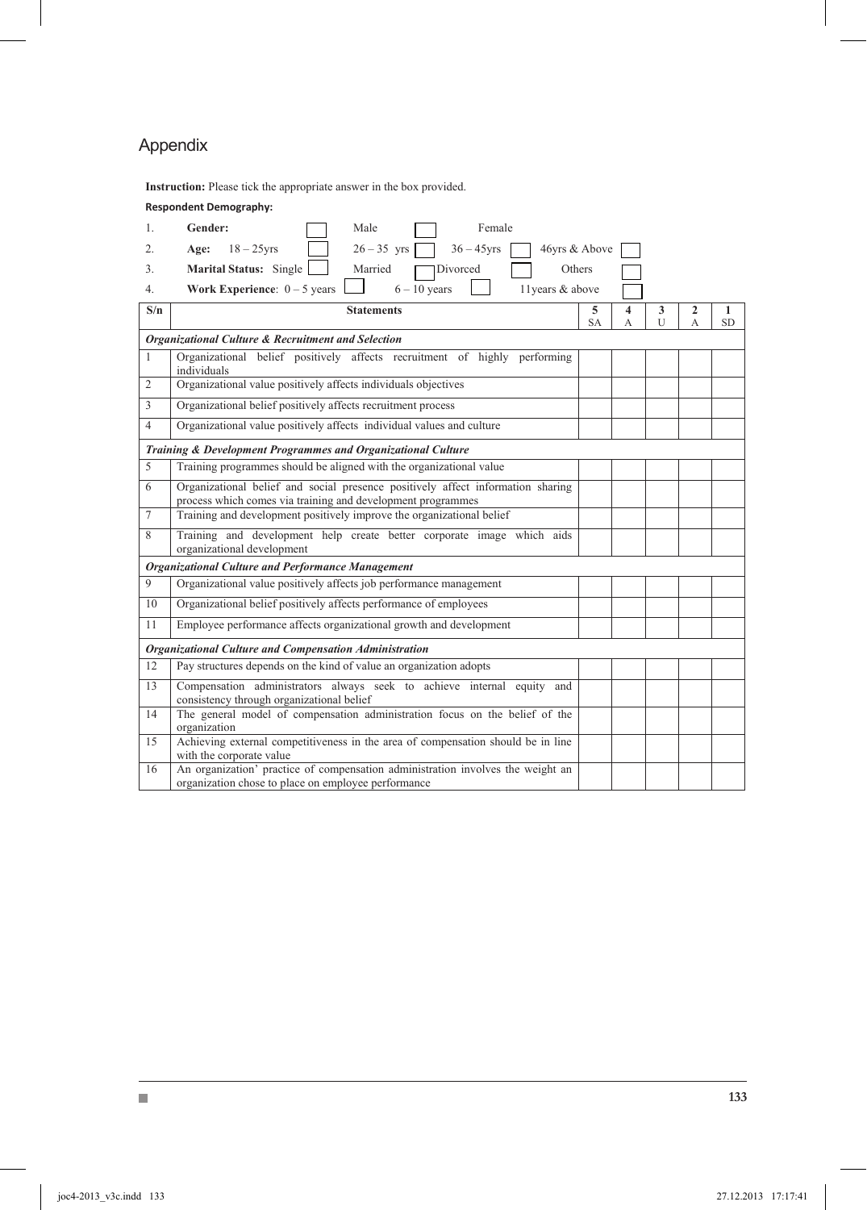## Appendix

**Instruction:** Please tick the appropriate answer in the box provided.

**Respondent Demography:**

1. **Gender:** ☐ Male ☐ Female
2. **Age:** 18 – 25yrs ☐ 26 – 35 yrs ☐ 36 – 45yrs ☐ 46yrs & Above ☐
3. **Marital Status:** Single ☐ Married ☐ Divorced ☐ Others ☐
4. **Work Experience**: 0 – 5 years ☐ 6 – 10 years ☐ 11years & above ☐

| S/n | Statements | 5 SA | 4 A | 3 U | 2 A | 1 SD |
|---|---|---|---|---|---|---|
| | ***Organizational Culture & Recruitment and Selection*** | | | | | |
| 1 | Organizational belief positively affects recruitment of highly performing individuals | | | | | |
| 2 | Organizational value positively affects individuals objectives | | | | | |
| 3 | Organizational belief positively affects recruitment process | | | | | |
| 4 | Organizational value positively affects individual values and culture | | | | | |
| | ***Training & Development Programmes and Organizational Culture*** | | | | | |
| 5 | Training programmes should be aligned with the organizational value | | | | | |
| 6 | Organizational belief and social presence positively affect information sharing process which comes via training and development programmes | | | | | |
| 7 | Training and development positively improve the organizational belief | | | | | |
| 8 | Training and development help create better corporate image which aids organizational development | | | | | |
| | ***Organizational Culture and Performance Management*** | | | | | |
| 9 | Organizational value positively affects job performance management | | | | | |
| 10 | Organizational belief positively affects performance of employees | | | | | |
| 11 | Employee performance affects organizational growth and development | | | | | |
| | ***Organizational Culture and Compensation Administration*** | | | | | |
| 12 | Pay structures depends on the kind of value an organization adopts | | | | | |
| 13 | Compensation administrators always seek to achieve internal equity and consistency through organizational belief | | | | | |
| 14 | The general model of compensation administration focus on the belief of the organization | | | | | |
| 15 | Achieving external competitiveness in the area of compensation should be in line with the corporate value | | | | | |
| 16 | An organization' practice of compensation administration involves the weight an organization chose to place on employee performance | | | | | |